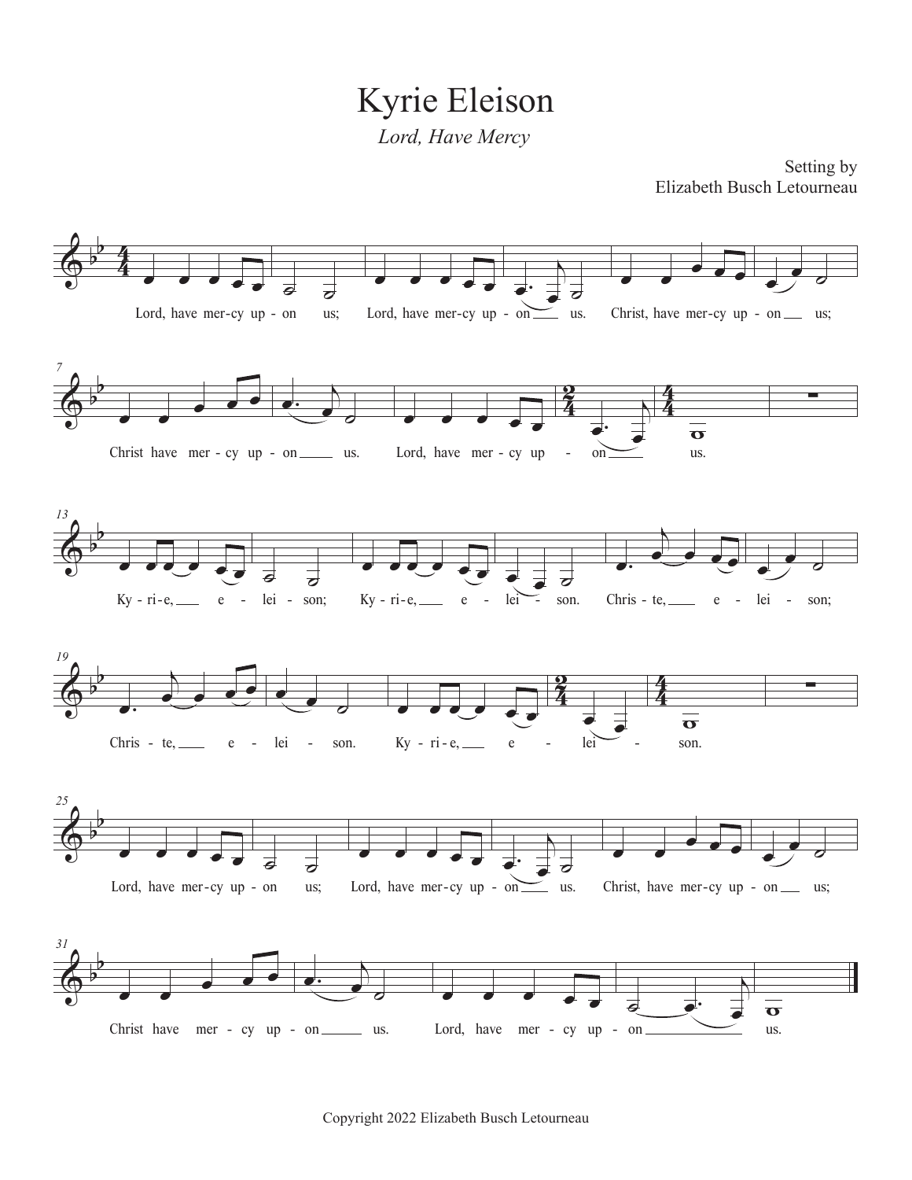# Kyrie Eleison

*Lord, Have Mercy*

Setting by
Elizabeth Busch Letourneau

Lord, have mer-cy up - on us; Lord, have mer-cy up - on us. Christ, have mer-cy up - on us;

Christ have mer - cy up - on us. Lord, have mer - cy up - on us.

Ky - ri - e, e - lei - son; Ky - ri - e, e - lei - son. Chris - te, e - lei - son;

Chris - te, e - lei - son. Ky - ri - e, e - lei - son.

Lord, have mer-cy up - on us; Lord, have mer-cy up - on us. Christ, have mer-cy up - on us;

Christ have mer - cy up - on us. Lord, have mer - cy up - on us.

Copyright 2022 Elizabeth Busch Letourneau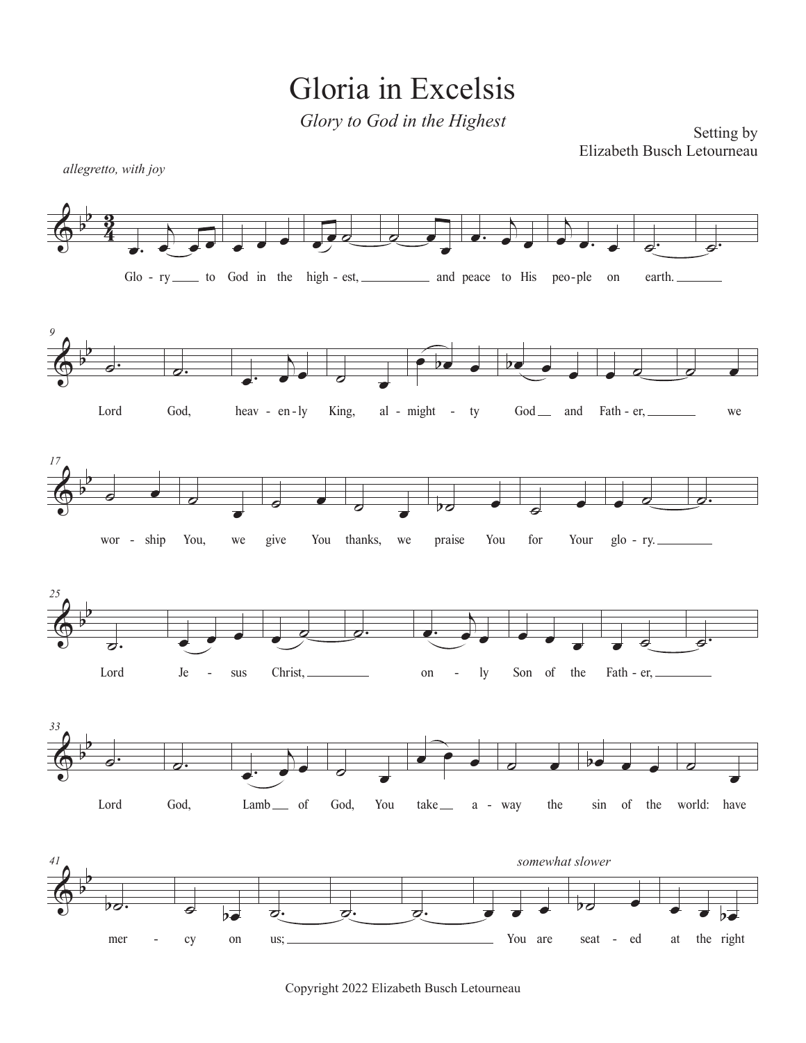# Gloria in Excelsis

*Glory to God in the Highest*

Setting by
Elizabeth Busch Letourneau

*allegretto, with joy*

Glo - ry to God in the high - est, and peace to His peo - ple on earth.

Lord God, heav - en - ly King, al - might - ty God and Fath - er, we

wor - ship You, we give You thanks, we praise You for Your glo - ry.

Lord Je - sus Christ, on - ly Son of the Fath - er,

Lord God, Lamb of God, You take a - way the sin of the world: have

mer - cy on us; You are seat - ed at the right

*somewhat slower*

Copyright 2022 Elizabeth Busch Letourneau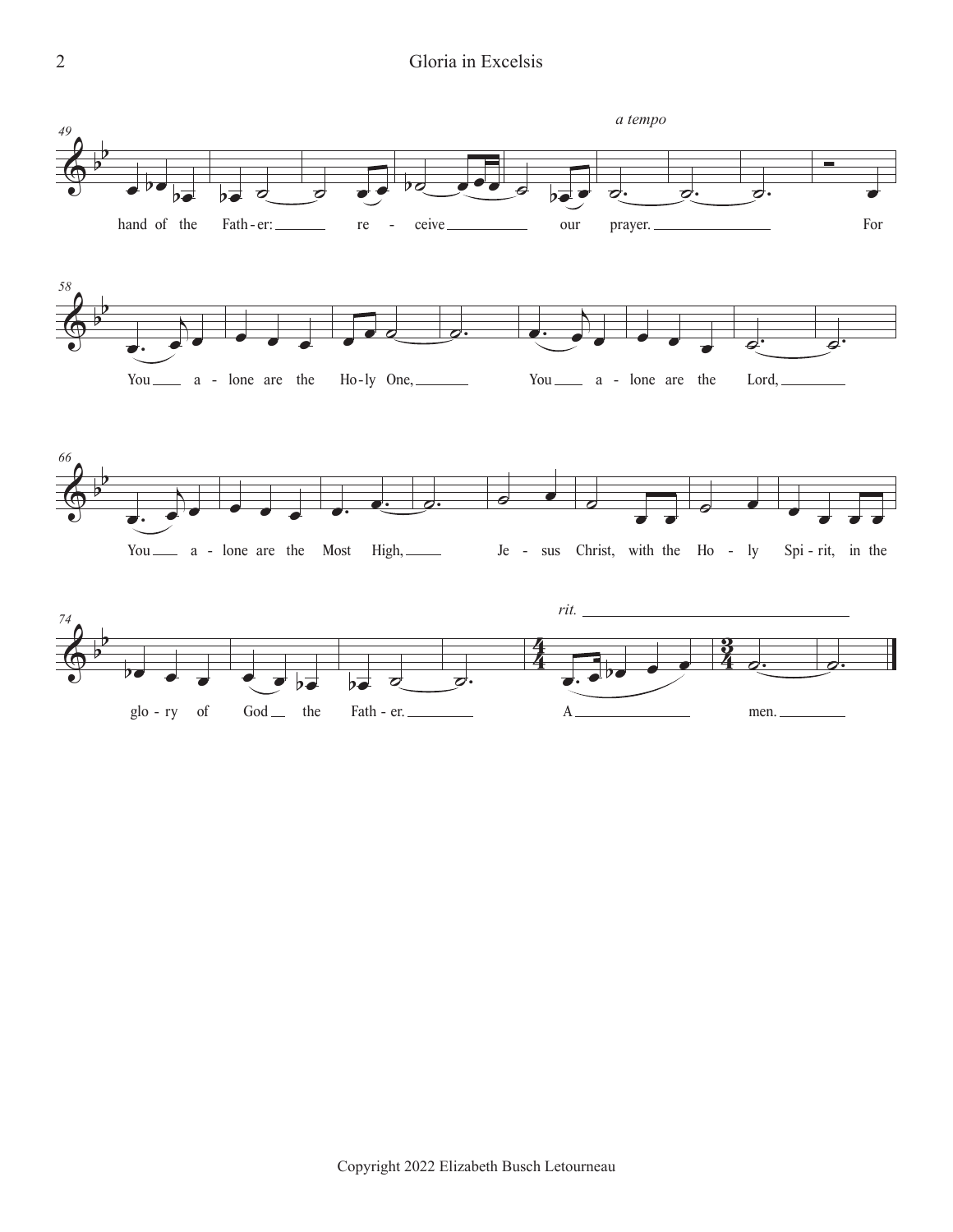*a tempo*

hand of the Fath - er: re - ceive our prayer. For

You a - lone are the Ho - ly One, You a - lone are the Lord,

You a - lone are the Most High, Je - sus Christ, with the Ho - ly Spi - rit, in the

*rit.*

glo - ry of God the Fath - er. A men.

Copyright 2022 Elizabeth Busch Letourneau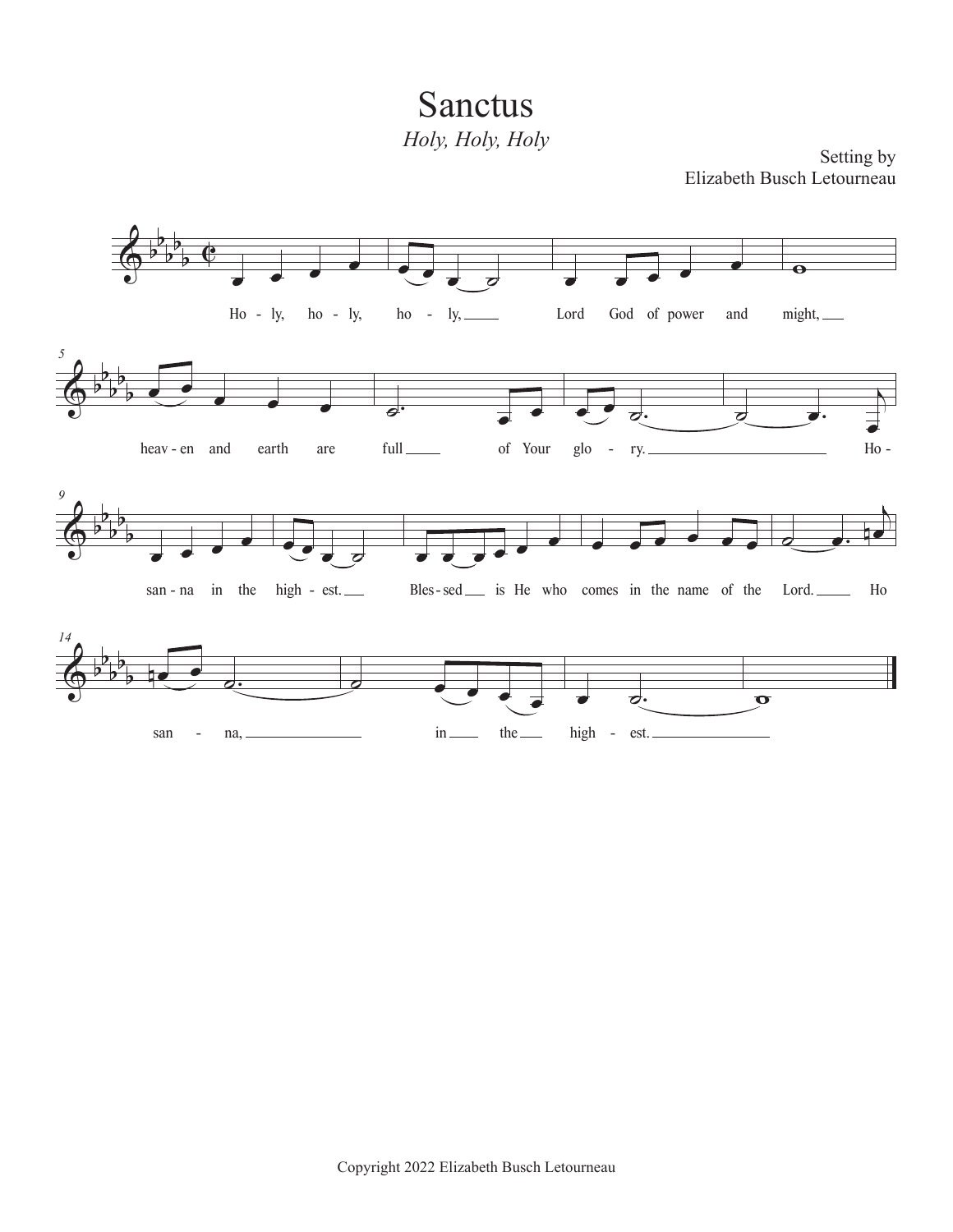# Sanctus

*Holy, Holy, Holy*

Setting by
Elizabeth Busch Letourneau

Ho - ly, ho - ly, ho - ly, Lord God of power and might, heav - en and earth are full of Your glo - ry. Ho - san - na in the high - est. Bles - sed is He who comes in the name of the Lord. Ho san - na, in the high - est.

Copyright 2022 Elizabeth Busch Letourneau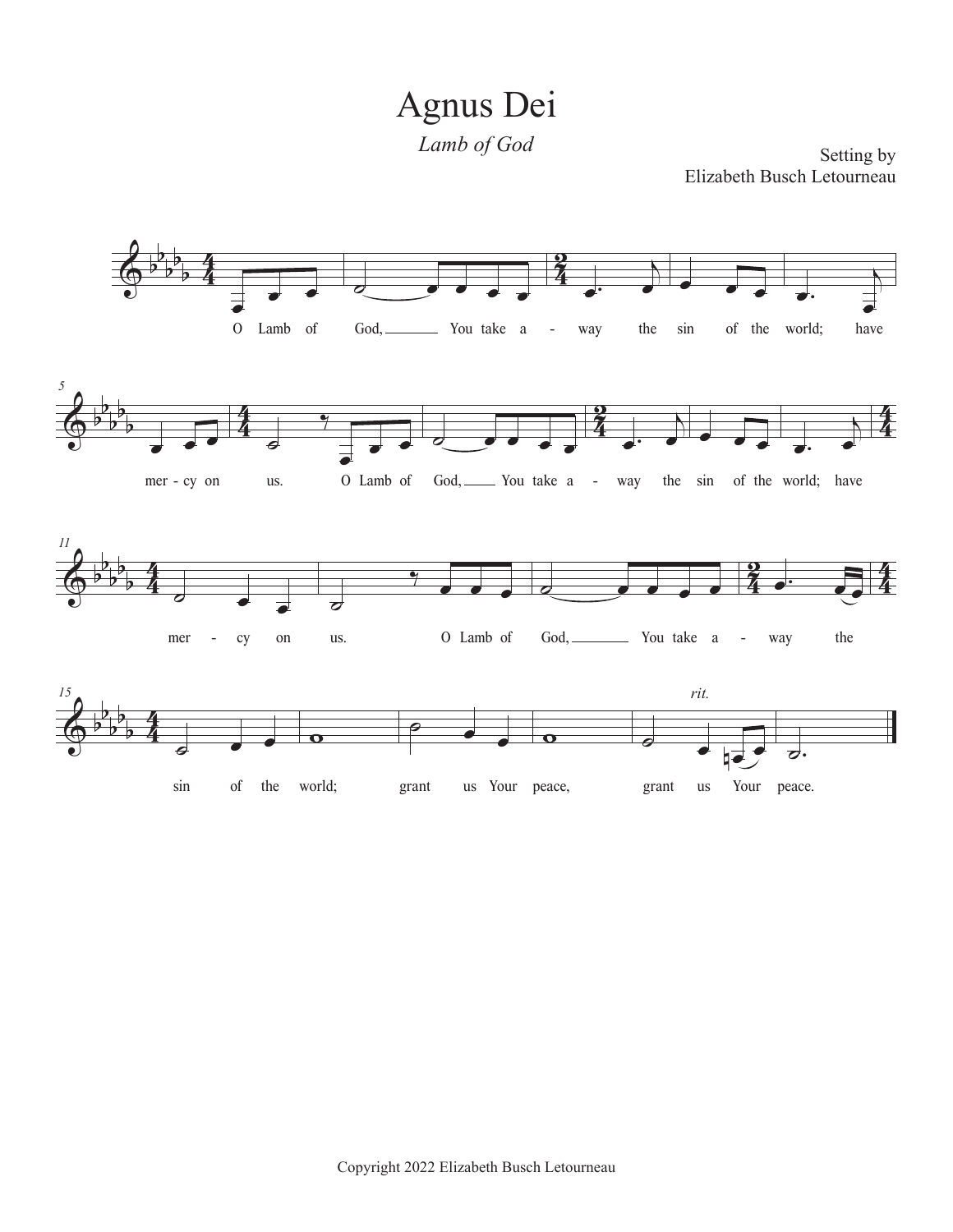# Agnus Dei

*Lamb of God*

Setting by
Elizabeth Busch Letourneau

O Lamb of God, You take a - way the sin of the world; have mer - cy on us. O Lamb of God, You take a - way the sin of the world; have mer - cy on us. O Lamb of God, You take a - way the sin of the world; grant us Your peace, grant us Your peace.

*rit.*

Copyright 2022 Elizabeth Busch Letourneau